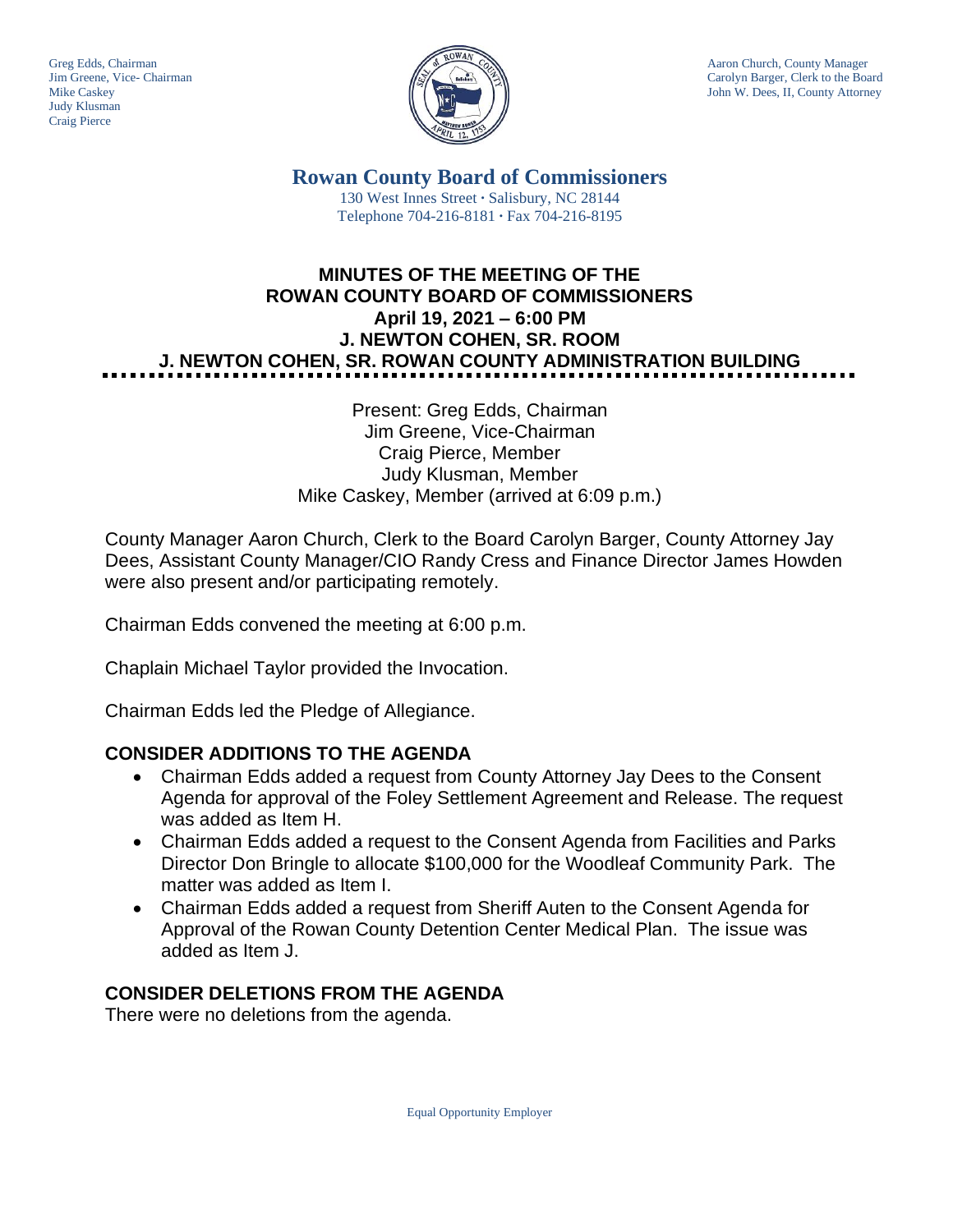Greg Edds, Chairman
Jim Greene, Vice- Chairman
Mike Caskey
Judy Klusman
Craig Pierce

Aaron Church, County Manager
Carolyn Barger, Clerk to the Board
John W. Dees, II, County Attorney

# Rowan County Board of Commissioners

130 West Innes Street · Salisbury, NC 28144
Telephone 704-216-8181 · Fax 704-216-8195

## MINUTES OF THE MEETING OF THE ROWAN COUNTY BOARD OF COMMISSIONERS
## April 19, 2021 – 6:00 PM
## J. NEWTON COHEN, SR. ROOM
## J. NEWTON COHEN, SR. ROWAN COUNTY ADMINISTRATION BUILDING

Present: Greg Edds, Chairman
Jim Greene, Vice-Chairman
Craig Pierce, Member
Judy Klusman, Member
Mike Caskey, Member (arrived at 6:09 p.m.)

County Manager Aaron Church, Clerk to the Board Carolyn Barger, County Attorney Jay Dees, Assistant County Manager/CIO Randy Cress and Finance Director James Howden were also present and/or participating remotely.

Chairman Edds convened the meeting at 6:00 p.m.

Chaplain Michael Taylor provided the Invocation.

Chairman Edds led the Pledge of Allegiance.

### CONSIDER ADDITIONS TO THE AGENDA

- Chairman Edds added a request from County Attorney Jay Dees to the Consent Agenda for approval of the Foley Settlement Agreement and Release. The request was added as Item H.
- Chairman Edds added a request to the Consent Agenda from Facilities and Parks Director Don Bringle to allocate $100,000 for the Woodleaf Community Park. The matter was added as Item I.
- Chairman Edds added a request from Sheriff Auten to the Consent Agenda for Approval of the Rowan County Detention Center Medical Plan. The issue was added as Item J.

### CONSIDER DELETIONS FROM THE AGENDA

There were no deletions from the agenda.

Equal Opportunity Employer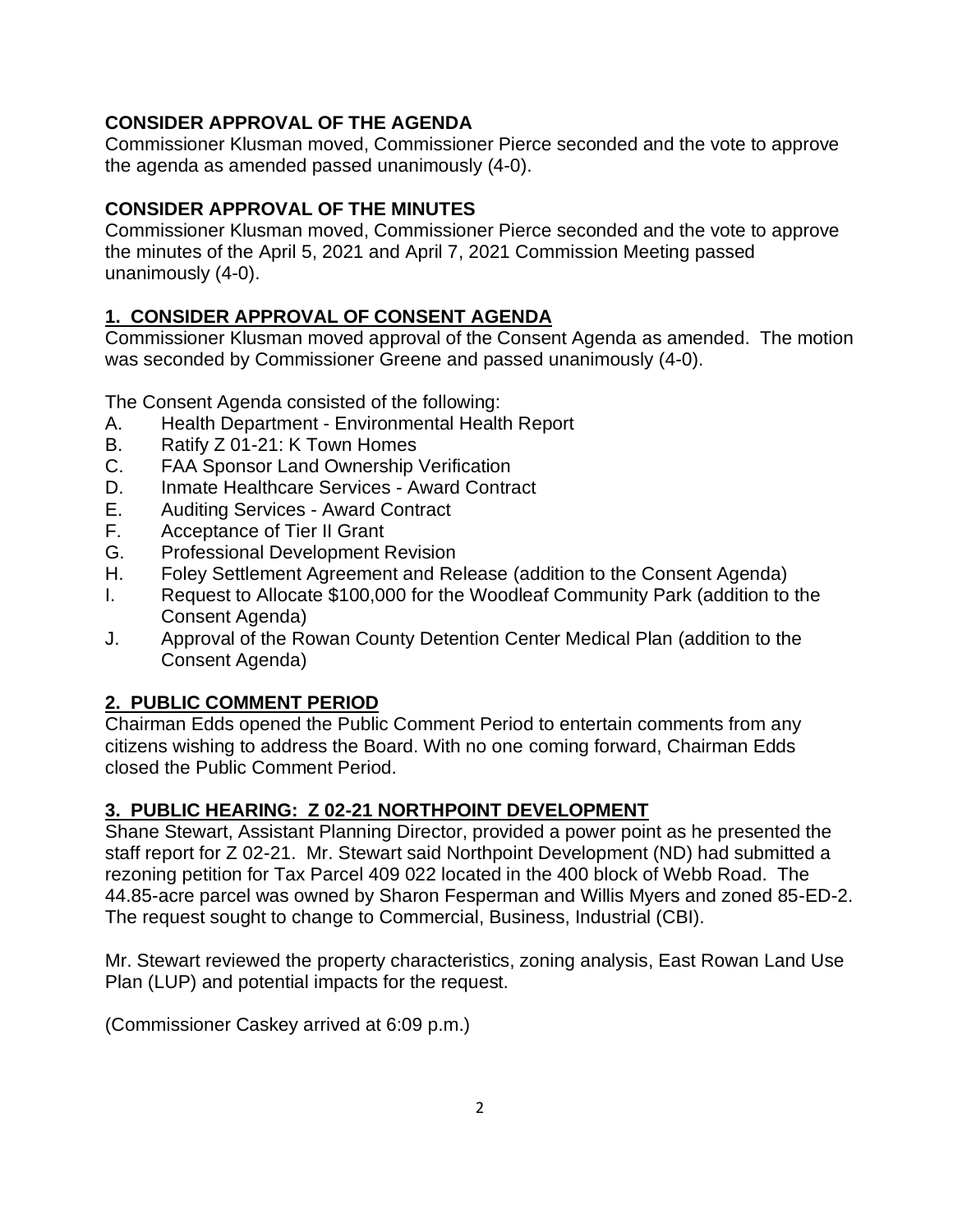**CONSIDER APPROVAL OF THE AGENDA**

Commissioner Klusman moved, Commissioner Pierce seconded and the vote to approve the agenda as amended passed unanimously (4-0).

**CONSIDER APPROVAL OF THE MINUTES**

Commissioner Klusman moved, Commissioner Pierce seconded and the vote to approve the minutes of the April 5, 2021 and April 7, 2021 Commission Meeting passed unanimously (4-0).

**1. CONSIDER APPROVAL OF CONSENT AGENDA**

Commissioner Klusman moved approval of the Consent Agenda as amended. The motion was seconded by Commissioner Greene and passed unanimously (4-0).

The Consent Agenda consisted of the following:

A. Health Department - Environmental Health Report
B. Ratify Z 01-21: K Town Homes
C. FAA Sponsor Land Ownership Verification
D. Inmate Healthcare Services - Award Contract
E. Auditing Services - Award Contract
F. Acceptance of Tier II Grant
G. Professional Development Revision
H. Foley Settlement Agreement and Release (addition to the Consent Agenda)
I. Request to Allocate $100,000 for the Woodleaf Community Park (addition to the Consent Agenda)
J. Approval of the Rowan County Detention Center Medical Plan (addition to the Consent Agenda)

**2. PUBLIC COMMENT PERIOD**

Chairman Edds opened the Public Comment Period to entertain comments from any citizens wishing to address the Board. With no one coming forward, Chairman Edds closed the Public Comment Period.

**3. PUBLIC HEARING: Z 02-21 NORTHPOINT DEVELOPMENT**

Shane Stewart, Assistant Planning Director, provided a power point as he presented the staff report for Z 02-21. Mr. Stewart said Northpoint Development (ND) had submitted a rezoning petition for Tax Parcel 409 022 located in the 400 block of Webb Road. The 44.85-acre parcel was owned by Sharon Fesperman and Willis Myers and zoned 85-ED-2. The request sought to change to Commercial, Business, Industrial (CBI).

Mr. Stewart reviewed the property characteristics, zoning analysis, East Rowan Land Use Plan (LUP) and potential impacts for the request.

(Commissioner Caskey arrived at 6:09 p.m.)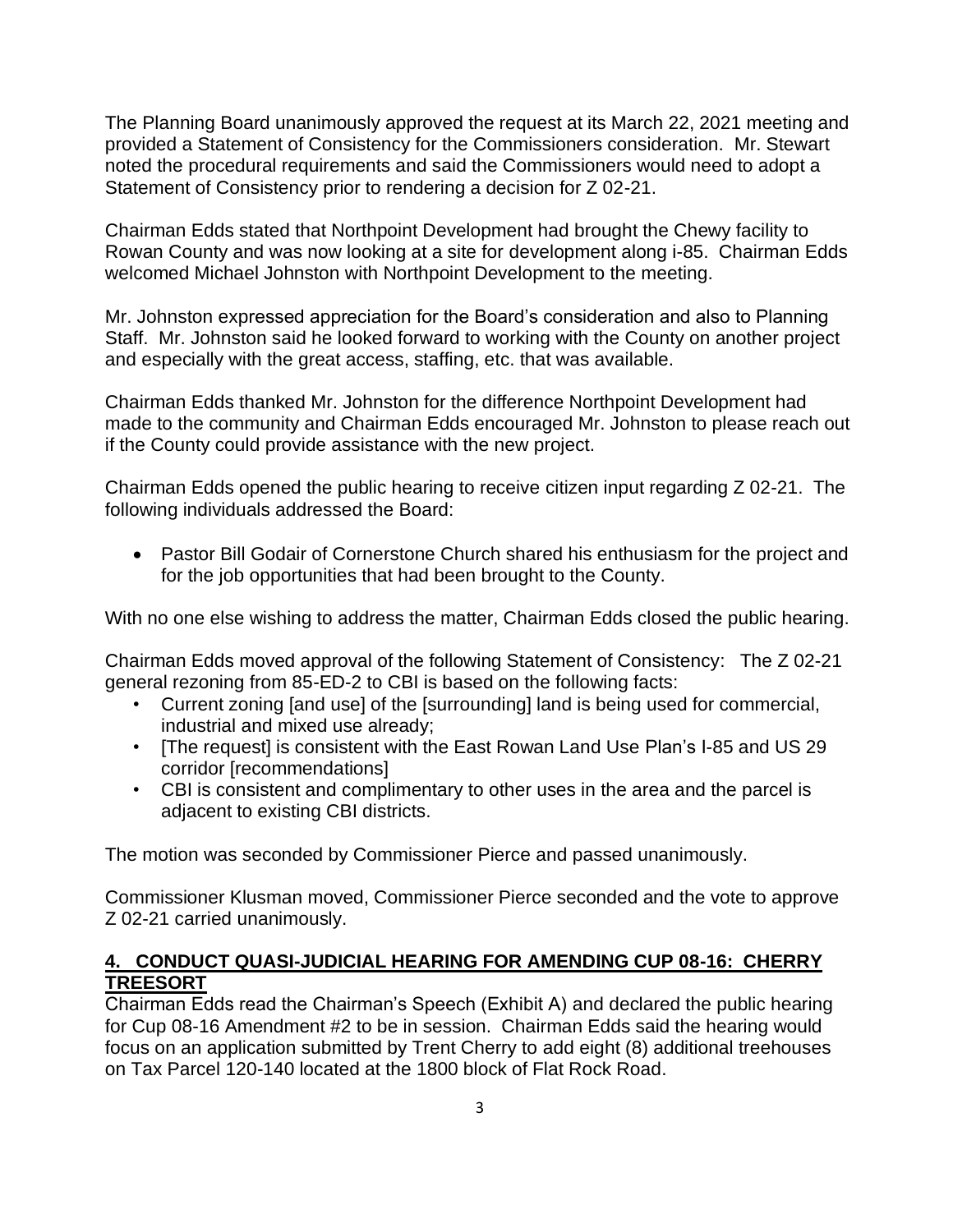The Planning Board unanimously approved the request at its March 22, 2021 meeting and provided a Statement of Consistency for the Commissioners consideration. Mr. Stewart noted the procedural requirements and said the Commissioners would need to adopt a Statement of Consistency prior to rendering a decision for Z 02-21.

Chairman Edds stated that Northpoint Development had brought the Chewy facility to Rowan County and was now looking at a site for development along i-85. Chairman Edds welcomed Michael Johnston with Northpoint Development to the meeting.

Mr. Johnston expressed appreciation for the Board's consideration and also to Planning Staff. Mr. Johnston said he looked forward to working with the County on another project and especially with the great access, staffing, etc. that was available.

Chairman Edds thanked Mr. Johnston for the difference Northpoint Development had made to the community and Chairman Edds encouraged Mr. Johnston to please reach out if the County could provide assistance with the new project.

Chairman Edds opened the public hearing to receive citizen input regarding Z 02-21. The following individuals addressed the Board:

- Pastor Bill Godair of Cornerstone Church shared his enthusiasm for the project and for the job opportunities that had been brought to the County.

With no one else wishing to address the matter, Chairman Edds closed the public hearing.

Chairman Edds moved approval of the following Statement of Consistency: The Z 02-21 general rezoning from 85-ED-2 to CBI is based on the following facts:

- Current zoning [and use] of the [surrounding] land is being used for commercial, industrial and mixed use already;
- [The request] is consistent with the East Rowan Land Use Plan's I-85 and US 29 corridor [recommendations]
- CBI is consistent and complimentary to other uses in the area and the parcel is adjacent to existing CBI districts.

The motion was seconded by Commissioner Pierce and passed unanimously.

Commissioner Klusman moved, Commissioner Pierce seconded and the vote to approve Z 02-21 carried unanimously.

## 4. CONDUCT QUASI-JUDICIAL HEARING FOR AMENDING CUP 08-16: CHERRY TREESORT

Chairman Edds read the Chairman's Speech (Exhibit A) and declared the public hearing for Cup 08-16 Amendment #2 to be in session. Chairman Edds said the hearing would focus on an application submitted by Trent Cherry to add eight (8) additional treehouses on Tax Parcel 120-140 located at the 1800 block of Flat Rock Road.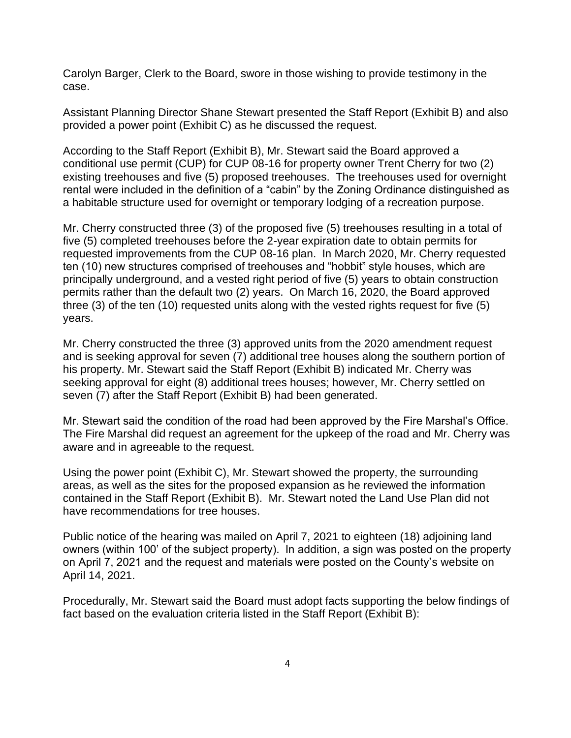Carolyn Barger, Clerk to the Board, swore in those wishing to provide testimony in the case.

Assistant Planning Director Shane Stewart presented the Staff Report (Exhibit B) and also provided a power point (Exhibit C) as he discussed the request.

According to the Staff Report (Exhibit B), Mr. Stewart said the Board approved a conditional use permit (CUP) for CUP 08-16 for property owner Trent Cherry for two (2) existing treehouses and five (5) proposed treehouses. The treehouses used for overnight rental were included in the definition of a "cabin" by the Zoning Ordinance distinguished as a habitable structure used for overnight or temporary lodging of a recreation purpose.

Mr. Cherry constructed three (3) of the proposed five (5) treehouses resulting in a total of five (5) completed treehouses before the 2-year expiration date to obtain permits for requested improvements from the CUP 08-16 plan. In March 2020, Mr. Cherry requested ten (10) new structures comprised of treehouses and "hobbit" style houses, which are principally underground, and a vested right period of five (5) years to obtain construction permits rather than the default two (2) years. On March 16, 2020, the Board approved three (3) of the ten (10) requested units along with the vested rights request for five (5) years.

Mr. Cherry constructed the three (3) approved units from the 2020 amendment request and is seeking approval for seven (7) additional tree houses along the southern portion of his property. Mr. Stewart said the Staff Report (Exhibit B) indicated Mr. Cherry was seeking approval for eight (8) additional trees houses; however, Mr. Cherry settled on seven (7) after the Staff Report (Exhibit B) had been generated.

Mr. Stewart said the condition of the road had been approved by the Fire Marshal's Office. The Fire Marshal did request an agreement for the upkeep of the road and Mr. Cherry was aware and in agreeable to the request.

Using the power point (Exhibit C), Mr. Stewart showed the property, the surrounding areas, as well as the sites for the proposed expansion as he reviewed the information contained in the Staff Report (Exhibit B). Mr. Stewart noted the Land Use Plan did not have recommendations for tree houses.

Public notice of the hearing was mailed on April 7, 2021 to eighteen (18) adjoining land owners (within 100' of the subject property). In addition, a sign was posted on the property on April 7, 2021 and the request and materials were posted on the County's website on April 14, 2021.

Procedurally, Mr. Stewart said the Board must adopt facts supporting the below findings of fact based on the evaluation criteria listed in the Staff Report (Exhibit B):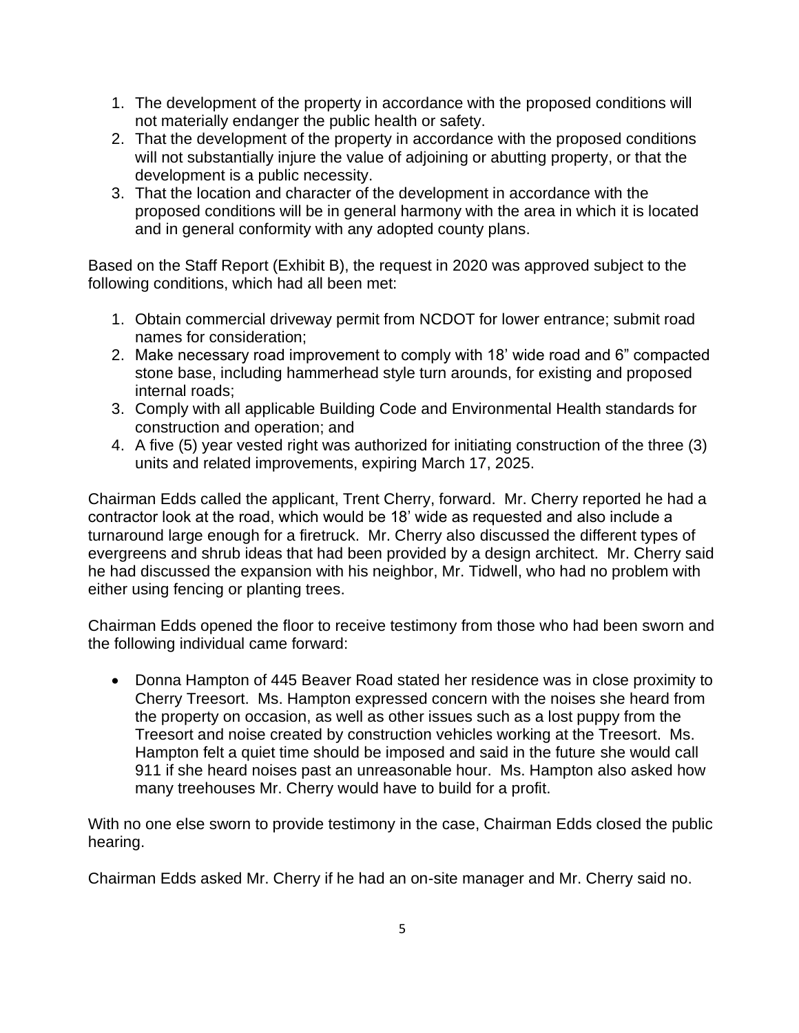1. The development of the property in accordance with the proposed conditions will not materially endanger the public health or safety.
2. That the development of the property in accordance with the proposed conditions will not substantially injure the value of adjoining or abutting property, or that the development is a public necessity.
3. That the location and character of the development in accordance with the proposed conditions will be in general harmony with the area in which it is located and in general conformity with any adopted county plans.

Based on the Staff Report (Exhibit B), the request in 2020 was approved subject to the following conditions, which had all been met:

1. Obtain commercial driveway permit from NCDOT for lower entrance; submit road names for consideration;
2. Make necessary road improvement to comply with 18' wide road and 6" compacted stone base, including hammerhead style turn arounds, for existing and proposed internal roads;
3. Comply with all applicable Building Code and Environmental Health standards for construction and operation; and
4. A five (5) year vested right was authorized for initiating construction of the three (3) units and related improvements, expiring March 17, 2025.

Chairman Edds called the applicant, Trent Cherry, forward. Mr. Cherry reported he had a contractor look at the road, which would be 18' wide as requested and also include a turnaround large enough for a firetruck. Mr. Cherry also discussed the different types of evergreens and shrub ideas that had been provided by a design architect. Mr. Cherry said he had discussed the expansion with his neighbor, Mr. Tidwell, who had no problem with either using fencing or planting trees.

Chairman Edds opened the floor to receive testimony from those who had been sworn and the following individual came forward:

- Donna Hampton of 445 Beaver Road stated her residence was in close proximity to Cherry Treesort. Ms. Hampton expressed concern with the noises she heard from the property on occasion, as well as other issues such as a lost puppy from the Treesort and noise created by construction vehicles working at the Treesort. Ms. Hampton felt a quiet time should be imposed and said in the future she would call 911 if she heard noises past an unreasonable hour. Ms. Hampton also asked how many treehouses Mr. Cherry would have to build for a profit.

With no one else sworn to provide testimony in the case, Chairman Edds closed the public hearing.

Chairman Edds asked Mr. Cherry if he had an on-site manager and Mr. Cherry said no.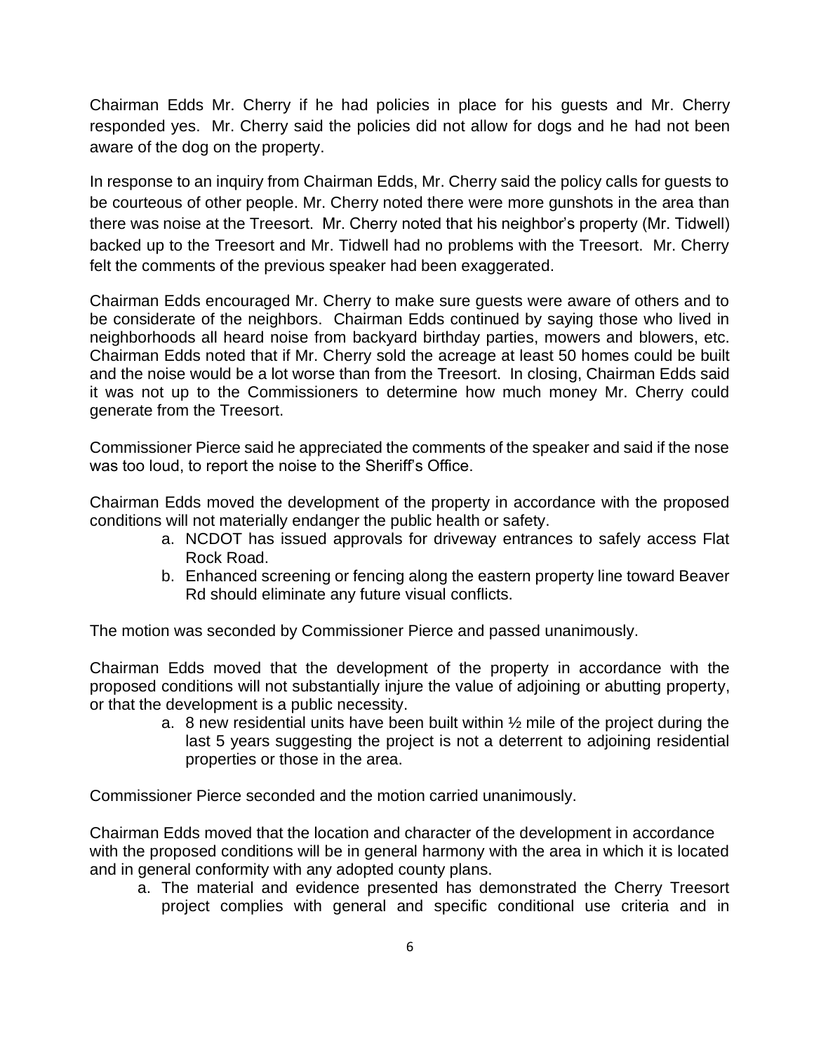Chairman Edds Mr. Cherry if he had policies in place for his guests and Mr. Cherry responded yes. Mr. Cherry said the policies did not allow for dogs and he had not been aware of the dog on the property.

In response to an inquiry from Chairman Edds, Mr. Cherry said the policy calls for guests to be courteous of other people. Mr. Cherry noted there were more gunshots in the area than there was noise at the Treesort. Mr. Cherry noted that his neighbor's property (Mr. Tidwell) backed up to the Treesort and Mr. Tidwell had no problems with the Treesort. Mr. Cherry felt the comments of the previous speaker had been exaggerated.

Chairman Edds encouraged Mr. Cherry to make sure guests were aware of others and to be considerate of the neighbors. Chairman Edds continued by saying those who lived in neighborhoods all heard noise from backyard birthday parties, mowers and blowers, etc. Chairman Edds noted that if Mr. Cherry sold the acreage at least 50 homes could be built and the noise would be a lot worse than from the Treesort. In closing, Chairman Edds said it was not up to the Commissioners to determine how much money Mr. Cherry could generate from the Treesort.

Commissioner Pierce said he appreciated the comments of the speaker and said if the nose was too loud, to report the noise to the Sheriff's Office.

Chairman Edds moved the development of the property in accordance with the proposed conditions will not materially endanger the public health or safety.

a. NCDOT has issued approvals for driveway entrances to safely access Flat Rock Road.
b. Enhanced screening or fencing along the eastern property line toward Beaver Rd should eliminate any future visual conflicts.

The motion was seconded by Commissioner Pierce and passed unanimously.

Chairman Edds moved that the development of the property in accordance with the proposed conditions will not substantially injure the value of adjoining or abutting property, or that the development is a public necessity.

a. 8 new residential units have been built within ½ mile of the project during the last 5 years suggesting the project is not a deterrent to adjoining residential properties or those in the area.

Commissioner Pierce seconded and the motion carried unanimously.

Chairman Edds moved that the location and character of the development in accordance with the proposed conditions will be in general harmony with the area in which it is located and in general conformity with any adopted county plans.

a. The material and evidence presented has demonstrated the Cherry Treesort project complies with general and specific conditional use criteria and in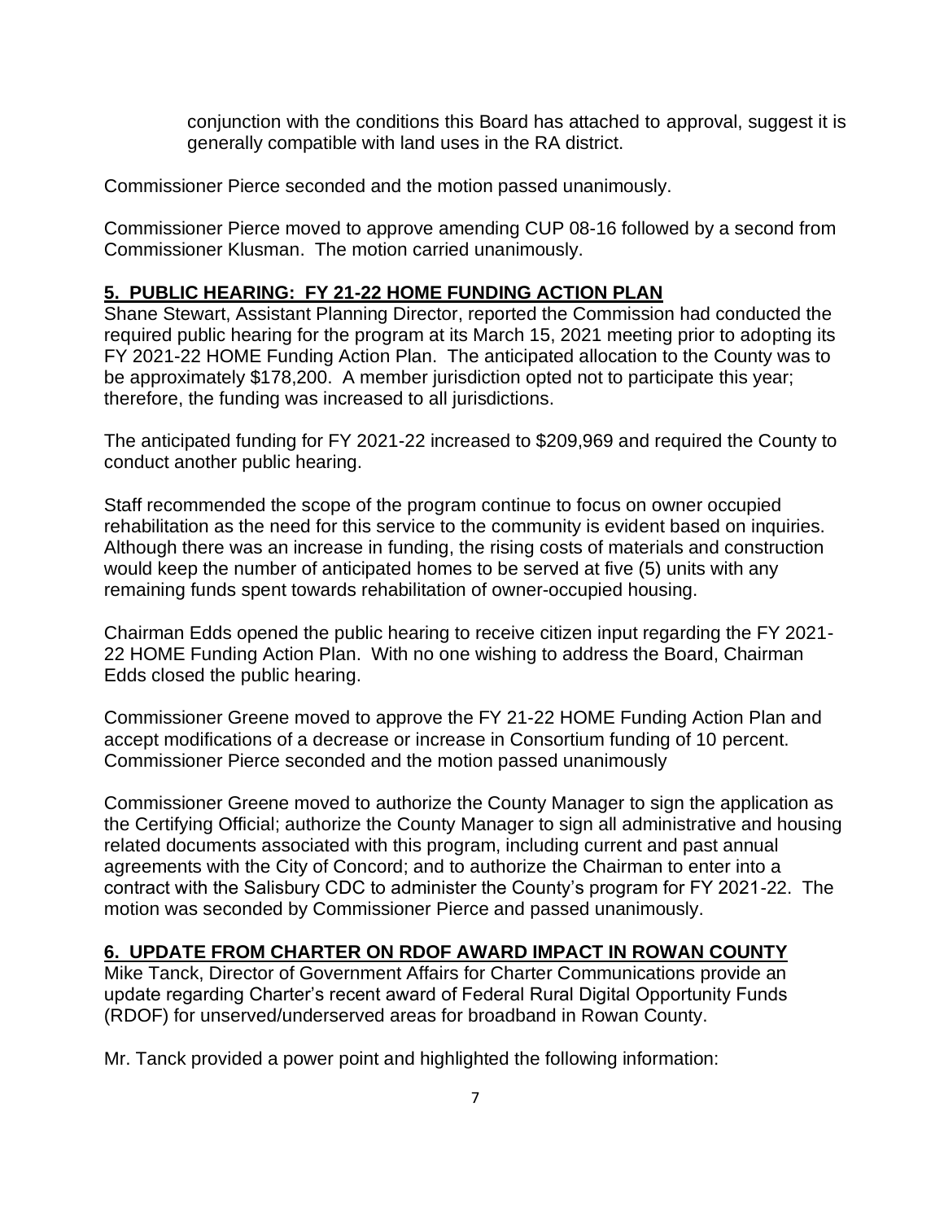conjunction with the conditions this Board has attached to approval, suggest it is generally compatible with land uses in the RA district.

Commissioner Pierce seconded and the motion passed unanimously.

Commissioner Pierce moved to approve amending CUP 08-16 followed by a second from Commissioner Klusman. The motion carried unanimously.

## 5. PUBLIC HEARING: FY 21-22 HOME FUNDING ACTION PLAN

Shane Stewart, Assistant Planning Director, reported the Commission had conducted the required public hearing for the program at its March 15, 2021 meeting prior to adopting its FY 2021-22 HOME Funding Action Plan. The anticipated allocation to the County was to be approximately $178,200. A member jurisdiction opted not to participate this year; therefore, the funding was increased to all jurisdictions.

The anticipated funding for FY 2021-22 increased to $209,969 and required the County to conduct another public hearing.

Staff recommended the scope of the program continue to focus on owner occupied rehabilitation as the need for this service to the community is evident based on inquiries. Although there was an increase in funding, the rising costs of materials and construction would keep the number of anticipated homes to be served at five (5) units with any remaining funds spent towards rehabilitation of owner-occupied housing.

Chairman Edds opened the public hearing to receive citizen input regarding the FY 2021-22 HOME Funding Action Plan. With no one wishing to address the Board, Chairman Edds closed the public hearing.

Commissioner Greene moved to approve the FY 21-22 HOME Funding Action Plan and accept modifications of a decrease or increase in Consortium funding of 10 percent. Commissioner Pierce seconded and the motion passed unanimously

Commissioner Greene moved to authorize the County Manager to sign the application as the Certifying Official; authorize the County Manager to sign all administrative and housing related documents associated with this program, including current and past annual agreements with the City of Concord; and to authorize the Chairman to enter into a contract with the Salisbury CDC to administer the County's program for FY 2021-22. The motion was seconded by Commissioner Pierce and passed unanimously.

## 6. UPDATE FROM CHARTER ON RDOF AWARD IMPACT IN ROWAN COUNTY

Mike Tanck, Director of Government Affairs for Charter Communications provide an update regarding Charter's recent award of Federal Rural Digital Opportunity Funds (RDOF) for unserved/underserved areas for broadband in Rowan County.

Mr. Tanck provided a power point and highlighted the following information: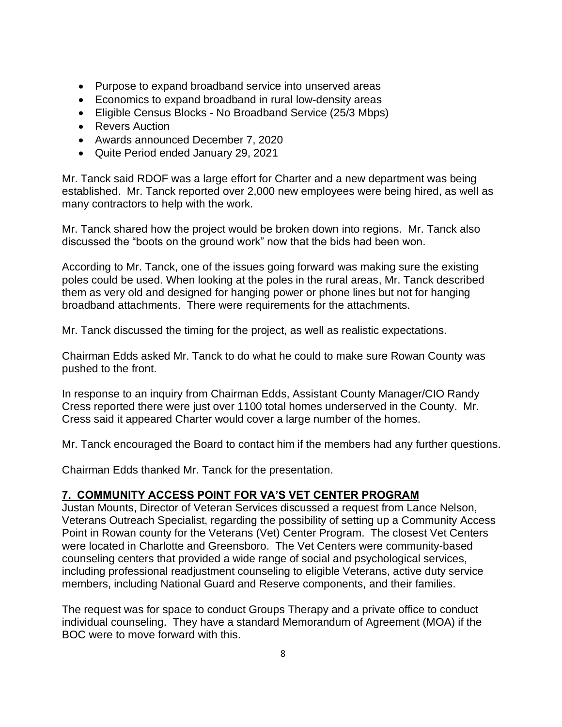- Purpose to expand broadband service into unserved areas
- Economics to expand broadband in rural low-density areas
- Eligible Census Blocks - No Broadband Service (25/3 Mbps)
- Revers Auction
- Awards announced December 7, 2020
- Quite Period ended January 29, 2021

Mr. Tanck said RDOF was a large effort for Charter and a new department was being established. Mr. Tanck reported over 2,000 new employees were being hired, as well as many contractors to help with the work.

Mr. Tanck shared how the project would be broken down into regions. Mr. Tanck also discussed the "boots on the ground work" now that the bids had been won.

According to Mr. Tanck, one of the issues going forward was making sure the existing poles could be used. When looking at the poles in the rural areas, Mr. Tanck described them as very old and designed for hanging power or phone lines but not for hanging broadband attachments. There were requirements for the attachments.

Mr. Tanck discussed the timing for the project, as well as realistic expectations.

Chairman Edds asked Mr. Tanck to do what he could to make sure Rowan County was pushed to the front.

In response to an inquiry from Chairman Edds, Assistant County Manager/CIO Randy Cress reported there were just over 1100 total homes underserved in the County. Mr. Cress said it appeared Charter would cover a large number of the homes.

Mr. Tanck encouraged the Board to contact him if the members had any further questions.

Chairman Edds thanked Mr. Tanck for the presentation.

## 7. COMMUNITY ACCESS POINT FOR VA'S VET CENTER PROGRAM

Justan Mounts, Director of Veteran Services discussed a request from Lance Nelson, Veterans Outreach Specialist, regarding the possibility of setting up a Community Access Point in Rowan county for the Veterans (Vet) Center Program. The closest Vet Centers were located in Charlotte and Greensboro. The Vet Centers were community-based counseling centers that provided a wide range of social and psychological services, including professional readjustment counseling to eligible Veterans, active duty service members, including National Guard and Reserve components, and their families.

The request was for space to conduct Groups Therapy and a private office to conduct individual counseling. They have a standard Memorandum of Agreement (MOA) if the BOC were to move forward with this.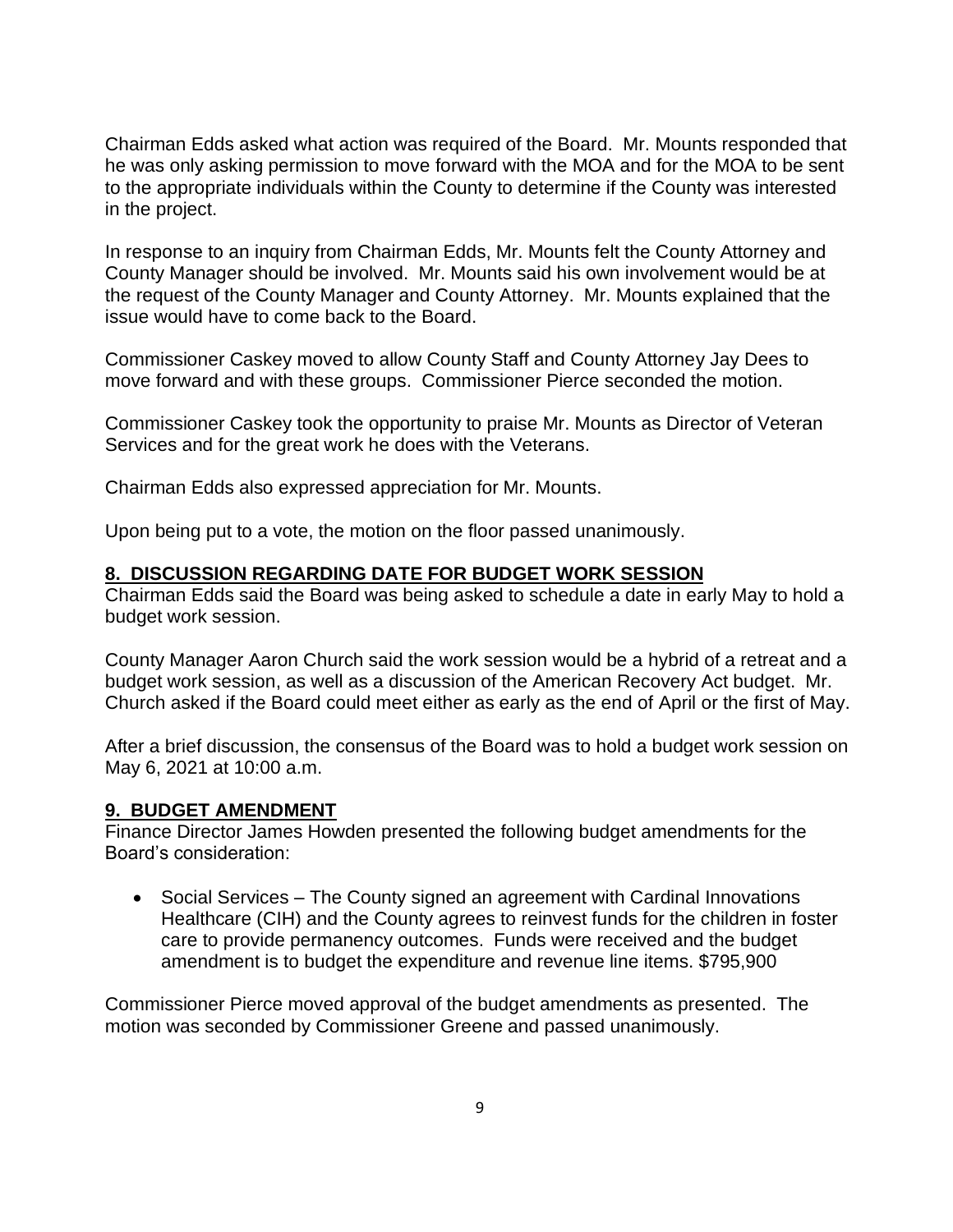Chairman Edds asked what action was required of the Board. Mr. Mounts responded that he was only asking permission to move forward with the MOA and for the MOA to be sent to the appropriate individuals within the County to determine if the County was interested in the project.

In response to an inquiry from Chairman Edds, Mr. Mounts felt the County Attorney and County Manager should be involved. Mr. Mounts said his own involvement would be at the request of the County Manager and County Attorney. Mr. Mounts explained that the issue would have to come back to the Board.

Commissioner Caskey moved to allow County Staff and County Attorney Jay Dees to move forward and with these groups. Commissioner Pierce seconded the motion.

Commissioner Caskey took the opportunity to praise Mr. Mounts as Director of Veteran Services and for the great work he does with the Veterans.

Chairman Edds also expressed appreciation for Mr. Mounts.

Upon being put to a vote, the motion on the floor passed unanimously.

## 8. DISCUSSION REGARDING DATE FOR BUDGET WORK SESSION

Chairman Edds said the Board was being asked to schedule a date in early May to hold a budget work session.

County Manager Aaron Church said the work session would be a hybrid of a retreat and a budget work session, as well as a discussion of the American Recovery Act budget. Mr. Church asked if the Board could meet either as early as the end of April or the first of May.

After a brief discussion, the consensus of the Board was to hold a budget work session on May 6, 2021 at 10:00 a.m.

## 9. BUDGET AMENDMENT

Finance Director James Howden presented the following budget amendments for the Board's consideration:

- Social Services – The County signed an agreement with Cardinal Innovations Healthcare (CIH) and the County agrees to reinvest funds for the children in foster care to provide permanency outcomes. Funds were received and the budget amendment is to budget the expenditure and revenue line items. $795,900

Commissioner Pierce moved approval of the budget amendments as presented. The motion was seconded by Commissioner Greene and passed unanimously.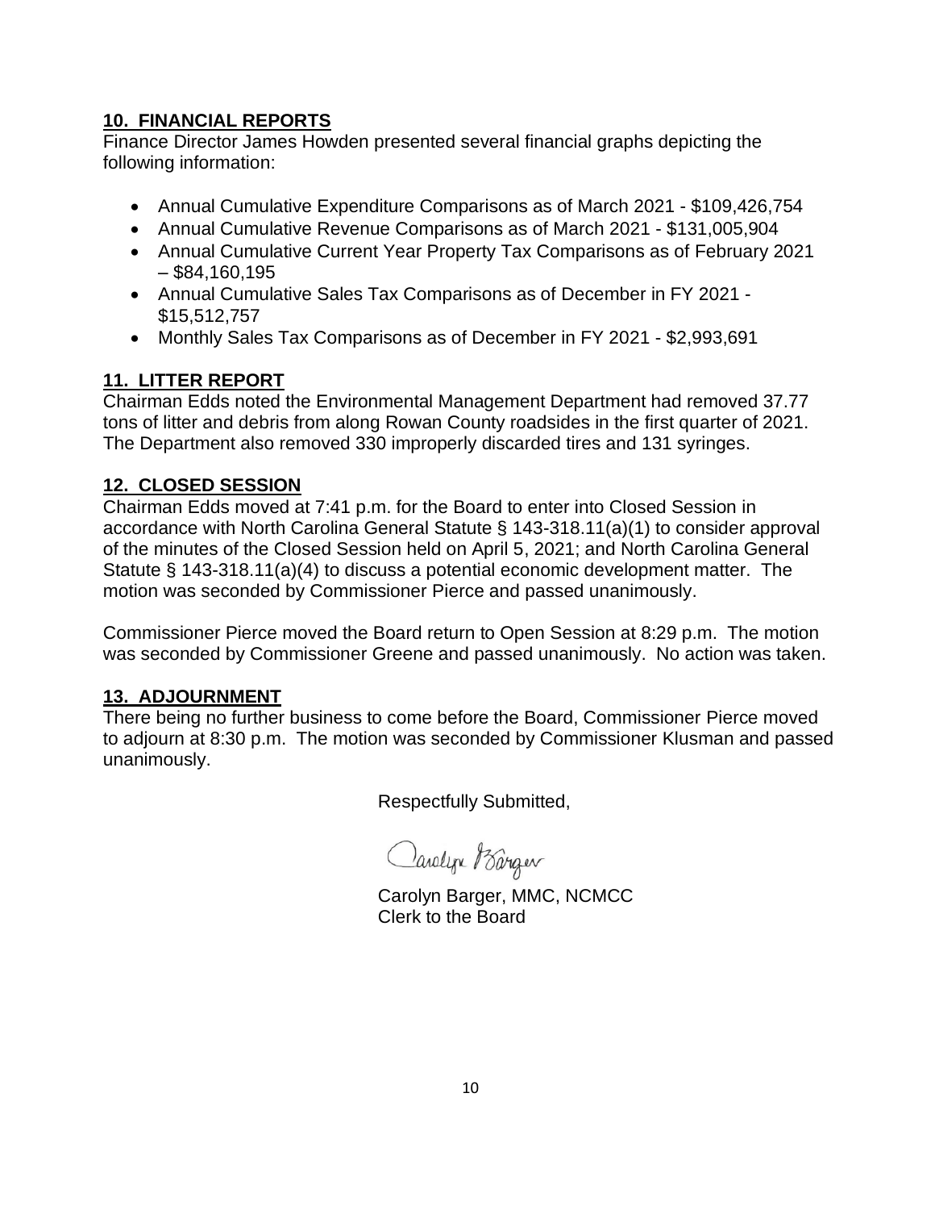## 10. FINANCIAL REPORTS

Finance Director James Howden presented several financial graphs depicting the following information:

- Annual Cumulative Expenditure Comparisons as of March 2021 - $109,426,754
- Annual Cumulative Revenue Comparisons as of March 2021 - $131,005,904
- Annual Cumulative Current Year Property Tax Comparisons as of February 2021 – $84,160,195
- Annual Cumulative Sales Tax Comparisons as of December in FY 2021 - $15,512,757
- Monthly Sales Tax Comparisons as of December in FY 2021 - $2,993,691

## 11. LITTER REPORT

Chairman Edds noted the Environmental Management Department had removed 37.77 tons of litter and debris from along Rowan County roadsides in the first quarter of 2021. The Department also removed 330 improperly discarded tires and 131 syringes.

## 12. CLOSED SESSION

Chairman Edds moved at 7:41 p.m. for the Board to enter into Closed Session in accordance with North Carolina General Statute § 143-318.11(a)(1) to consider approval of the minutes of the Closed Session held on April 5, 2021; and North Carolina General Statute § 143-318.11(a)(4) to discuss a potential economic development matter. The motion was seconded by Commissioner Pierce and passed unanimously.

Commissioner Pierce moved the Board return to Open Session at 8:29 p.m. The motion was seconded by Commissioner Greene and passed unanimously. No action was taken.

## 13. ADJOURNMENT

There being no further business to come before the Board, Commissioner Pierce moved to adjourn at 8:30 p.m. The motion was seconded by Commissioner Klusman and passed unanimously.

Respectfully Submitted,

Carolyn Barger

Carolyn Barger, MMC, NCMCC
Clerk to the Board